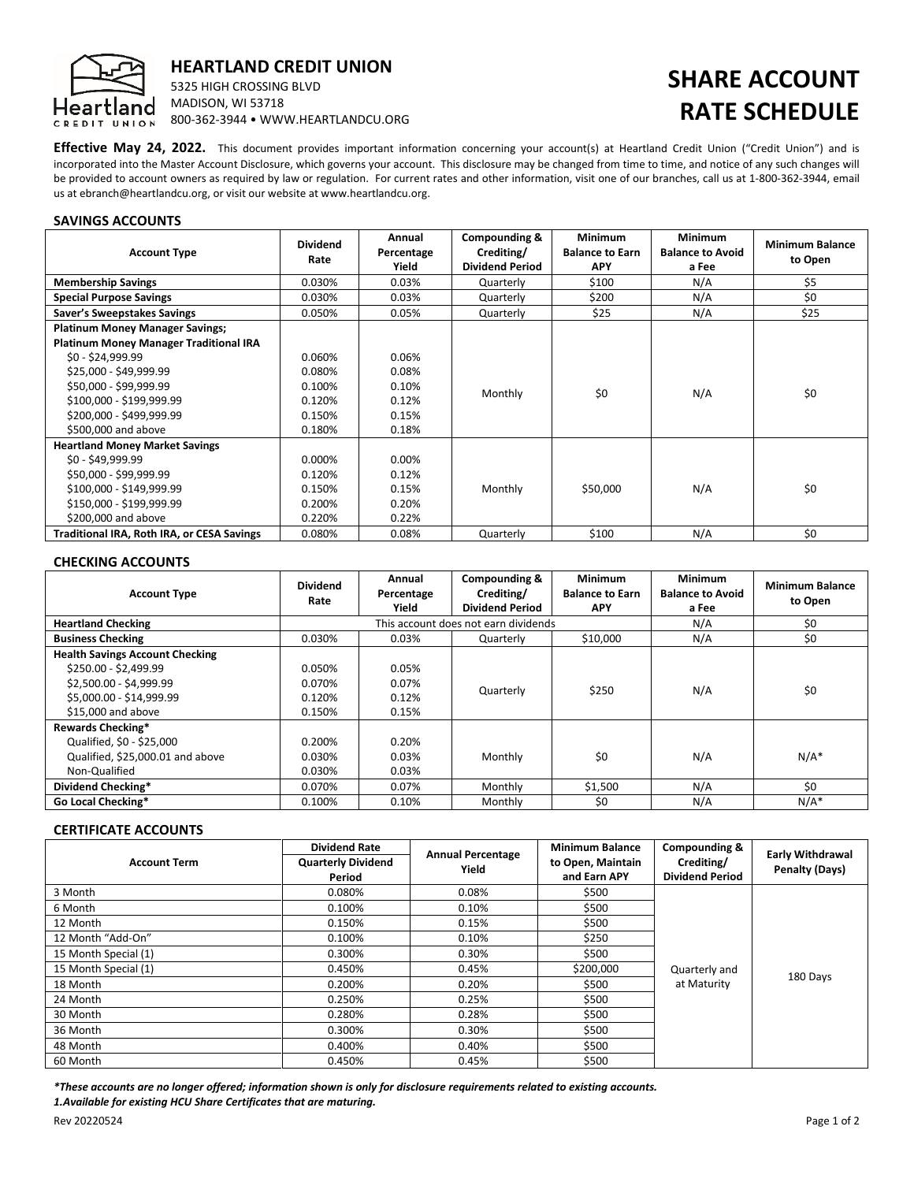# HEARTLAND CREDIT UNION

5325 HIGH CROSSING BLVD
MADISON, WI 53718
800-362-3944 • WWW.HEARTLANDCU.ORG

# SHARE ACCOUNT RATE SCHEDULE

**Effective May 24, 2022.** This document provides important information concerning your account(s) at Heartland Credit Union ("Credit Union") and is incorporated into the Master Account Disclosure, which governs your account. This disclosure may be changed from time to time, and notice of any such changes will be provided to account owners as required by law or regulation. For current rates and other information, visit one of our branches, call us at 1-800-362-3944, email us at ebranch@heartlandcu.org, or visit our website at www.heartlandcu.org.

## SAVINGS ACCOUNTS

| Account Type | Dividend Rate | Annual Percentage Yield | Compounding & Crediting/ Dividend Period | Minimum Balance to Earn APY | Minimum Balance to Avoid a Fee | Minimum Balance to Open |
|---|---|---|---|---|---|---|
| **Membership Savings** | 0.030% | 0.03% | Quarterly | $100 | N/A | $5 |
| **Special Purpose Savings** | 0.030% | 0.03% | Quarterly | $200 | N/A | $0 |
| **Saver's Sweepstakes Savings** | 0.050% | 0.05% | Quarterly | $25 | N/A | $25 |
| **Platinum Money Manager Savings; Platinum Money Manager Traditional IRA** | | | Monthly | $0 | N/A | $0 |
| $0 - $24,999.99 | 0.060% | 0.06% | | | | |
| $25,000 - $49,999.99 | 0.080% | 0.08% | | | | |
| $50,000 - $99,999.99 | 0.100% | 0.10% | | | | |
| $100,000 - $199,999.99 | 0.120% | 0.12% | | | | |
| $200,000 - $499,999.99 | 0.150% | 0.15% | | | | |
| $500,000 and above | 0.180% | 0.18% | | | | |
| **Heartland Money Market Savings** | | | Monthly | $50,000 | N/A | $0 |
| $0 - $49,999.99 | 0.000% | 0.00% | | | | |
| $50,000 - $99,999.99 | 0.120% | 0.12% | | | | |
| $100,000 - $149,999.99 | 0.150% | 0.15% | | | | |
| $150,000 - $199,999.99 | 0.200% | 0.20% | | | | |
| $200,000 and above | 0.220% | 0.22% | | | | |
| **Traditional IRA, Roth IRA, or CESA Savings** | 0.080% | 0.08% | Quarterly | $100 | N/A | $0 |

## CHECKING ACCOUNTS

| Account Type | Dividend Rate | Annual Percentage Yield | Compounding & Crediting/ Dividend Period | Minimum Balance to Earn APY | Minimum Balance to Avoid a Fee | Minimum Balance to Open |
|---|---|---|---|---|---|---|
| **Heartland Checking** | This account does not earn dividends | | | | N/A | $0 |
| **Business Checking** | 0.030% | 0.03% | Quarterly | $10,000 | N/A | $0 |
| **Health Savings Account Checking** | | | Quarterly | $250 | N/A | $0 |
| $250.00 - $2,499.99 | 0.050% | 0.05% | | | | |
| $2,500.00 - $4,999.99 | 0.070% | 0.07% | | | | |
| $5,000.00 - $14,999.99 | 0.120% | 0.12% | | | | |
| $15,000 and above | 0.150% | 0.15% | | | | |
| **Rewards Checking*** | | | Monthly | $0 | N/A | N/A* |
| Qualified, $0 - $25,000 | 0.200% | 0.20% | | | | |
| Qualified, $25,000.01 and above | 0.030% | 0.03% | | | | |
| Non-Qualified | 0.030% | 0.03% | | | | |
| **Dividend Checking*** | 0.070% | 0.07% | Monthly | $1,500 | N/A | $0 |
| **Go Local Checking*** | 0.100% | 0.10% | Monthly | $0 | N/A | N/A* |

## CERTIFICATE ACCOUNTS

| Account Term | Dividend Rate Quarterly Dividend Period | Annual Percentage Yield | Minimum Balance to Open, Maintain and Earn APY | Compounding & Crediting/ Dividend Period | Early Withdrawal Penalty (Days) |
|---|---|---|---|---|---|
| 3 Month | 0.080% | 0.08% | $500 | Quarterly and at Maturity | 180 Days |
| 6 Month | 0.100% | 0.10% | $500 | | |
| 12 Month | 0.150% | 0.15% | $500 | | |
| 12 Month "Add-On" | 0.100% | 0.10% | $250 | | |
| 15 Month Special (1) | 0.300% | 0.30% | $500 | | |
| 15 Month Special (1) | 0.450% | 0.45% | $200,000 | | |
| 18 Month | 0.200% | 0.20% | $500 | | |
| 24 Month | 0.250% | 0.25% | $500 | | |
| 30 Month | 0.280% | 0.28% | $500 | | |
| 36 Month | 0.300% | 0.30% | $500 | | |
| 48 Month | 0.400% | 0.40% | $500 | | |
| 60 Month | 0.450% | 0.45% | $500 | | |

***These accounts are no longer offered; information shown is only for disclosure requirements related to existing accounts.***

***1.Available for existing HCU Share Certificates that are maturing.***

Rev 20220524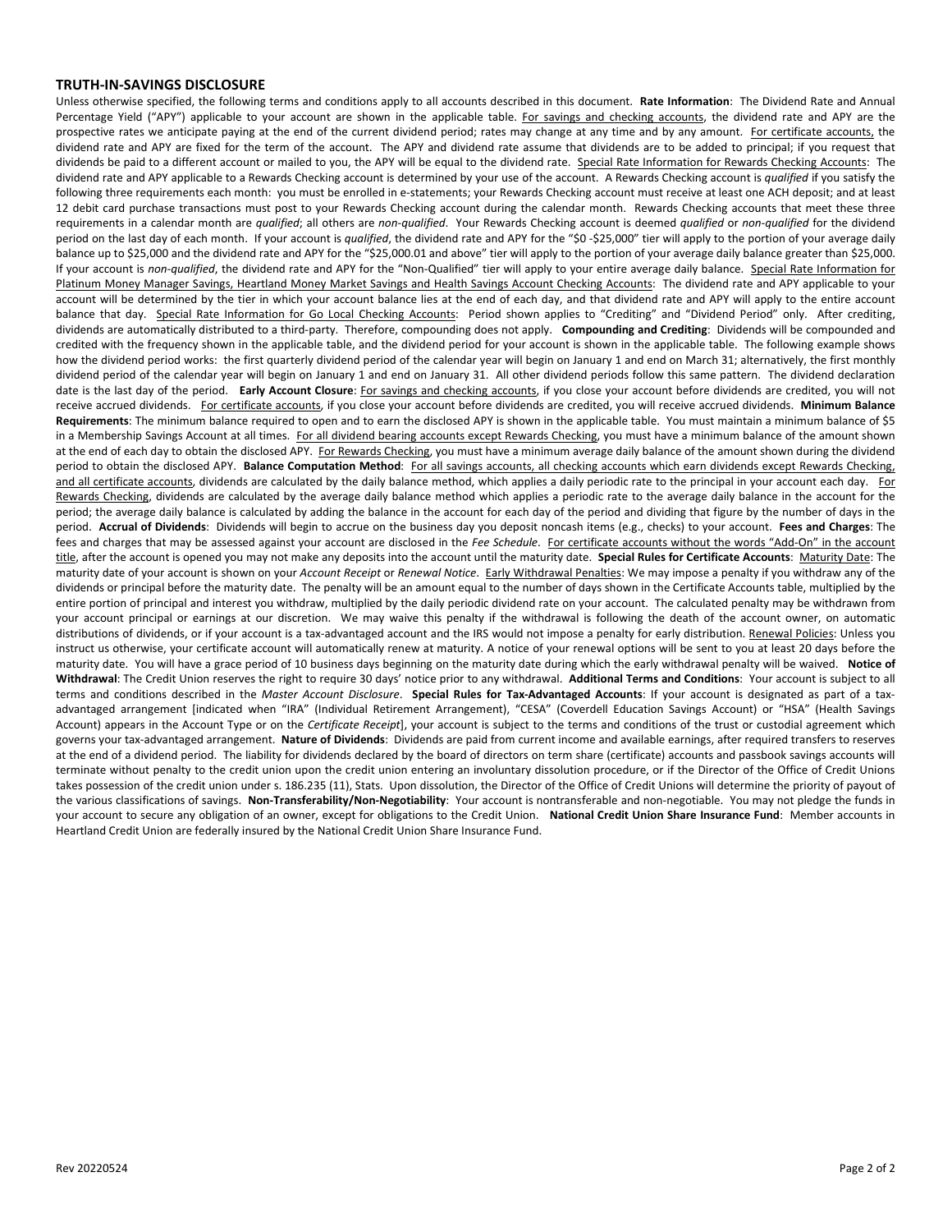## TRUTH-IN-SAVINGS DISCLOSURE

Unless otherwise specified, the following terms and conditions apply to all accounts described in this document. **Rate Information**: The Dividend Rate and Annual Percentage Yield ("APY") applicable to your account are shown in the applicable table. For savings and checking accounts, the dividend rate and APY are the prospective rates we anticipate paying at the end of the current dividend period; rates may change at any time and by any amount. For certificate accounts, the dividend rate and APY are fixed for the term of the account. The APY and dividend rate assume that dividends are to be added to principal; if you request that dividends be paid to a different account or mailed to you, the APY will be equal to the dividend rate. Special Rate Information for Rewards Checking Accounts: The dividend rate and APY applicable to a Rewards Checking account is determined by your use of the account. A Rewards Checking account is *qualified* if you satisfy the following three requirements each month: you must be enrolled in e-statements; your Rewards Checking account must receive at least one ACH deposit; and at least 12 debit card purchase transactions must post to your Rewards Checking account during the calendar month. Rewards Checking accounts that meet these three requirements in a calendar month are *qualified*; all others are *non-qualified*. Your Rewards Checking account is deemed *qualified* or *non-qualified* for the dividend period on the last day of each month. If your account is *qualified*, the dividend rate and APY for the "$0 -$25,000" tier will apply to the portion of your average daily balance up to $25,000 and the dividend rate and APY for the "$25,000.01 and above" tier will apply to the portion of your average daily balance greater than $25,000. If your account is *non-qualified*, the dividend rate and APY for the "Non-Qualified" tier will apply to your entire average daily balance. Special Rate Information for Platinum Money Manager Savings, Heartland Money Market Savings and Health Savings Account Checking Accounts: The dividend rate and APY applicable to your account will be determined by the tier in which your account balance lies at the end of each day, and that dividend rate and APY will apply to the entire account balance that day. Special Rate Information for Go Local Checking Accounts: Period shown applies to "Crediting" and "Dividend Period" only. After crediting, dividends are automatically distributed to a third-party. Therefore, compounding does not apply. **Compounding and Crediting**: Dividends will be compounded and credited with the frequency shown in the applicable table, and the dividend period for your account is shown in the applicable table. The following example shows how the dividend period works: the first quarterly dividend period of the calendar year will begin on January 1 and end on March 31; alternatively, the first monthly dividend period of the calendar year will begin on January 1 and end on January 31. All other dividend periods follow this same pattern. The dividend declaration date is the last day of the period. **Early Account Closure**: For savings and checking accounts, if you close your account before dividends are credited, you will not receive accrued dividends. For certificate accounts, if you close your account before dividends are credited, you will receive accrued dividends. **Minimum Balance Requirements**: The minimum balance required to open and to earn the disclosed APY is shown in the applicable table. You must maintain a minimum balance of $5 in a Membership Savings Account at all times. For all dividend bearing accounts except Rewards Checking, you must have a minimum balance of the amount shown at the end of each day to obtain the disclosed APY. For Rewards Checking, you must have a minimum average daily balance of the amount shown during the dividend period to obtain the disclosed APY. **Balance Computation Method**: For all savings accounts, all checking accounts which earn dividends except Rewards Checking, and all certificate accounts, dividends are calculated by the daily balance method, which applies a daily periodic rate to the principal in your account each day. For Rewards Checking, dividends are calculated by the average daily balance method which applies a periodic rate to the average daily balance in the account for the period; the average daily balance is calculated by adding the balance in the account for each day of the period and dividing that figure by the number of days in the period. **Accrual of Dividends**: Dividends will begin to accrue on the business day you deposit noncash items (e.g., checks) to your account. **Fees and Charges**: The fees and charges that may be assessed against your account are disclosed in the *Fee Schedule*. For certificate accounts without the words "Add-On" in the account title, after the account is opened you may not make any deposits into the account until the maturity date. **Special Rules for Certificate Accounts**: Maturity Date: The maturity date of your account is shown on your *Account Receipt* or *Renewal Notice*. Early Withdrawal Penalties: We may impose a penalty if you withdraw any of the dividends or principal before the maturity date. The penalty will be an amount equal to the number of days shown in the Certificate Accounts table, multiplied by the entire portion of principal and interest you withdraw, multiplied by the daily periodic dividend rate on your account. The calculated penalty may be withdrawn from your account principal or earnings at our discretion. We may waive this penalty if the withdrawal is following the death of the account owner, on automatic distributions of dividends, or if your account is a tax-advantaged account and the IRS would not impose a penalty for early distribution. Renewal Policies: Unless you instruct us otherwise, your certificate account will automatically renew at maturity. A notice of your renewal options will be sent to you at least 20 days before the maturity date. You will have a grace period of 10 business days beginning on the maturity date during which the early withdrawal penalty will be waived. **Notice of Withdrawal**: The Credit Union reserves the right to require 30 days' notice prior to any withdrawal. **Additional Terms and Conditions**: Your account is subject to all terms and conditions described in the *Master Account Disclosure*. **Special Rules for Tax-Advantaged Accounts**: If your account is designated as part of a tax-advantaged arrangement [indicated when "IRA" (Individual Retirement Arrangement), "CESA" (Coverdell Education Savings Account) or "HSA" (Health Savings Account) appears in the Account Type or on the *Certificate Receipt*], your account is subject to the terms and conditions of the trust or custodial agreement which governs your tax-advantaged arrangement. **Nature of Dividends**: Dividends are paid from current income and available earnings, after required transfers to reserves at the end of a dividend period. The liability for dividends declared by the board of directors on term share (certificate) accounts and passbook savings accounts will terminate without penalty to the credit union upon the credit union entering an involuntary dissolution procedure, or if the Director of the Office of Credit Unions takes possession of the credit union under s. 186.235 (11), Stats. Upon dissolution, the Director of the Office of Credit Unions will determine the priority of payout of the various classifications of savings. **Non-Transferability/Non-Negotiability**: Your account is nontransferable and non-negotiable. You may not pledge the funds in your account to secure any obligation of an owner, except for obligations to the Credit Union. **National Credit Union Share Insurance Fund**: Member accounts in Heartland Credit Union are federally insured by the National Credit Union Share Insurance Fund.

Rev 20220524